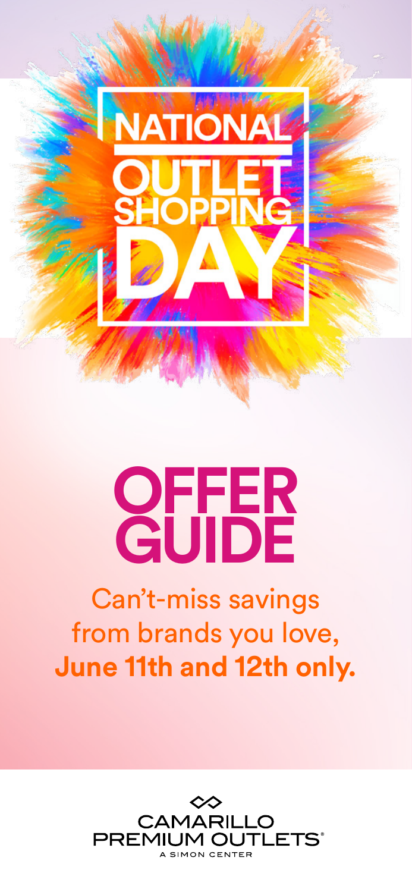# NATIONAL OUTLET SHOPPING DAY

# OFFER GUIDE

Can't-miss savings from brands you love, **June 11th and 12th only.**

CAMARILLO PREMIUM OUTLETS®

A SIMON CENTER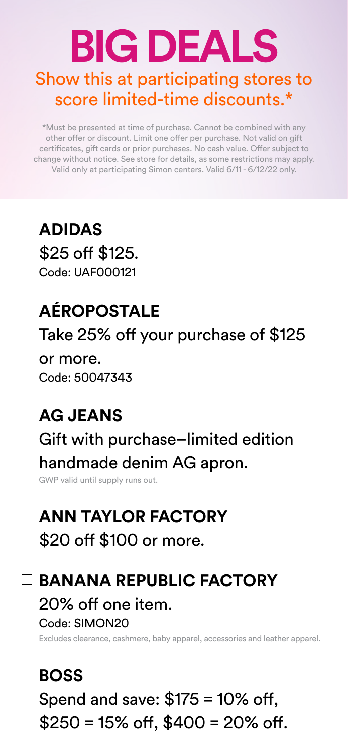# BIG DEALS

## Show this at participating stores to score limited-time discounts.*

*Must be presented at time of purchase. Cannot be combined with any other offer or discount. Limit one offer per purchase. Not valid on gift certificates, gift cards or prior purchases. No cash value. Offer subject to change without notice. See store for details, as some restrictions may apply. Valid only at participating Simon centers. Valid 6/11 - 6/12/22 only.

- [ ] **ADIDAS**

  $25 off $125.

  Code: UAF000121

- [ ] **AÉROPOSTALE**

  Take 25% off your purchase of $125 or more.

  Code: 50047343

- [ ] **AG JEANS**

  Gift with purchase–limited edition handmade denim AG apron.

  GWP valid until supply runs out.

- [ ] **ANN TAYLOR FACTORY**

  $20 off $100 or more.

- [ ] **BANANA REPUBLIC FACTORY**

  20% off one item.

  Code: SIMON20

  Excludes clearance, cashmere, baby apparel, accessories and leather apparel.

- [ ] **BOSS**

  Spend and save: $175 = 10% off, $250 = 15% off, $400 = 20% off.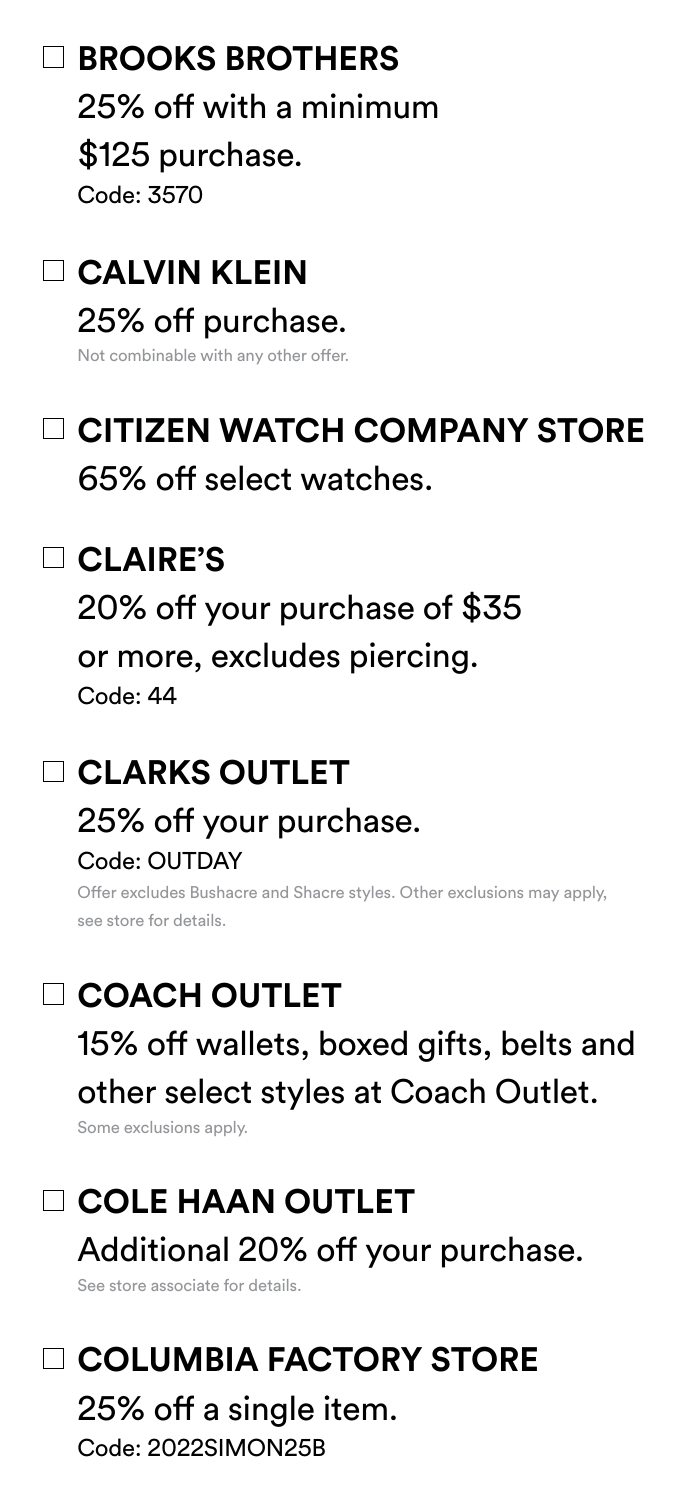- [ ] **BROOKS BROTHERS**

25% off with a minimum $125 purchase.

Code: 3570

- [ ] **CALVIN KLEIN**

25% off purchase.

Not combinable with any other offer.

- [ ] **CITIZEN WATCH COMPANY STORE**

65% off select watches.

- [ ] **CLAIRE'S**

20% off your purchase of $35 or more, excludes piercing.

Code: 44

- [ ] **CLARKS OUTLET**

25% off your purchase.

Code: OUTDAY

Offer excludes Bushacre and Shacre styles. Other exclusions may apply, see store for details.

- [ ] **COACH OUTLET**

15% off wallets, boxed gifts, belts and other select styles at Coach Outlet.

Some exclusions apply.

- [ ] **COLE HAAN OUTLET**

Additional 20% off your purchase.

See store associate for details.

- [ ] **COLUMBIA FACTORY STORE**

25% off a single item.

Code: 2022SIMON25B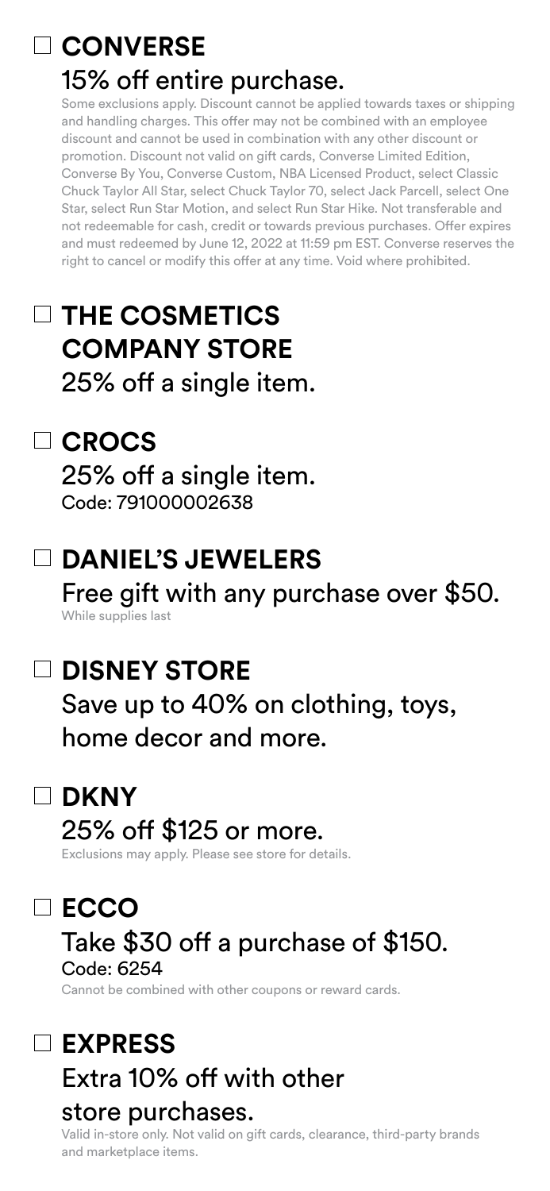- [ ] **CONVERSE**

15% off entire purchase.

Some exclusions apply. Discount cannot be applied towards taxes or shipping and handling charges. This offer may not be combined with an employee discount and cannot be used in combination with any other discount or promotion. Discount not valid on gift cards, Converse Limited Edition, Converse By You, Converse Custom, NBA Licensed Product, select Classic Chuck Taylor All Star, select Chuck Taylor 70, select Jack Parcell, select One Star, select Run Star Motion, and select Run Star Hike. Not transferable and not redeemable for cash, credit or towards previous purchases. Offer expires and must redeemed by June 12, 2022 at 11:59 pm EST. Converse reserves the right to cancel or modify this offer at any time. Void where prohibited.

- [ ] **THE COSMETICS COMPANY STORE**

25% off a single item.

- [ ] **CROCS**

25% off a single item.
Code: 791000002638

- [ ] **DANIEL'S JEWELERS**

Free gift with any purchase over $50.
While supplies last

- [ ] **DISNEY STORE**

Save up to 40% on clothing, toys, home decor and more.

- [ ] **DKNY**

25% off $125 or more.
Exclusions may apply. Please see store for details.

- [ ] **ECCO**

Take $30 off a purchase of $150.
Code: 6254
Cannot be combined with other coupons or reward cards.

- [ ] **EXPRESS**

Extra 10% off with other store purchases.
Valid in-store only. Not valid on gift cards, clearance, third-party brands and marketplace items.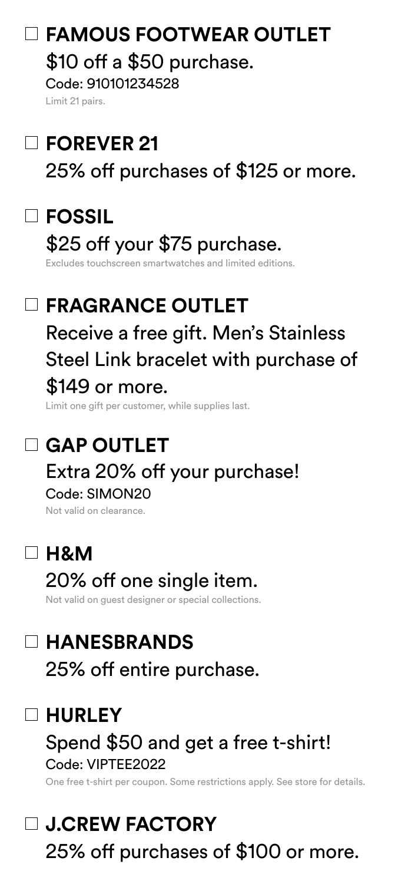- [ ] **FAMOUS FOOTWEAR OUTLET**

  $10 off a $50 purchase.

  Code: 910101234528

  Limit 21 pairs.

- [ ] **FOREVER 21**

  25% off purchases of $125 or more.

- [ ] **FOSSIL**

  $25 off your $75 purchase.

  Excludes touchscreen smartwatches and limited editions.

- [ ] **FRAGRANCE OUTLET**

  Receive a free gift. Men's Stainless Steel Link bracelet with purchase of $149 or more.

  Limit one gift per customer, while supplies last.

- [ ] **GAP OUTLET**

  Extra 20% off your purchase!

  Code: SIMON20

  Not valid on clearance.

- [ ] **H&M**

  20% off one single item.

  Not valid on guest designer or special collections.

- [ ] **HANESBRANDS**

  25% off entire purchase.

- [ ] **HURLEY**

  Spend $50 and get a free t-shirt!

  Code: VIPTEE2022

  One free t-shirt per coupon. Some restrictions apply. See store for details.

- [ ] **J.CREW FACTORY**

  25% off purchases of $100 or more.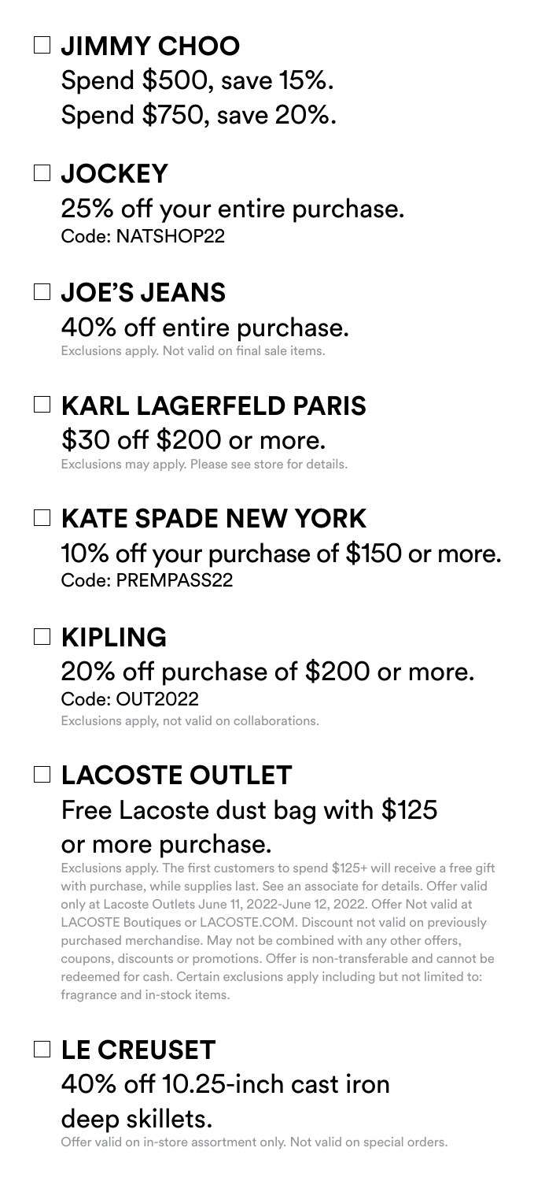- [ ] **JIMMY CHOO**

Spend $500, save 15%.
Spend $750, save 20%.

- [ ] **JOCKEY**

25% off your entire purchase.
Code: NATSHOP22

- [ ] **JOE'S JEANS**

40% off entire purchase.
Exclusions apply. Not valid on final sale items.

- [ ] **KARL LAGERFELD PARIS**

$30 off $200 or more.
Exclusions may apply. Please see store for details.

- [ ] **KATE SPADE NEW YORK**

10% off your purchase of $150 or more.
Code: PREMPASS22

- [ ] **KIPLING**

20% off purchase of $200 or more.
Code: OUT2022
Exclusions apply, not valid on collaborations.

- [ ] **LACOSTE OUTLET**

Free Lacoste dust bag with $125 or more purchase.
Exclusions apply. The first customers to spend $125+ will receive a free gift with purchase, while supplies last. See an associate for details. Offer valid only at Lacoste Outlets June 11, 2022-June 12, 2022. Offer Not valid at LACOSTE Boutiques or LACOSTE.COM. Discount not valid on previously purchased merchandise. May not be combined with any other offers, coupons, discounts or promotions. Offer is non-transferable and cannot be redeemed for cash. Certain exclusions apply including but not limited to: fragrance and in-stock items.

- [ ] **LE CREUSET**

40% off 10.25-inch cast iron deep skillets.
Offer valid on in-store assortment only. Not valid on special orders.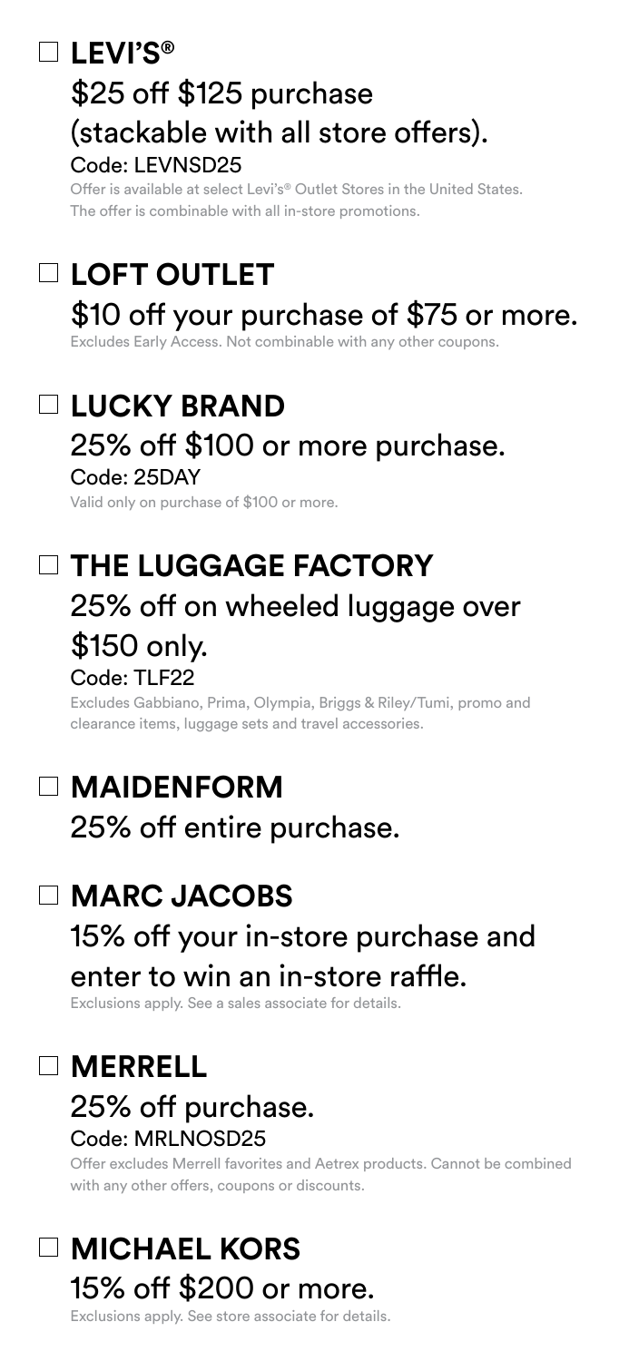☐ **LEVI'S®**

$25 off $125 purchase (stackable with all store offers).

Code: LEVNSD25

Offer is available at select Levi's® Outlet Stores in the United States. The offer is combinable with all in-store promotions.

☐ **LOFT OUTLET**

$10 off your purchase of $75 or more.

Excludes Early Access. Not combinable with any other coupons.

☐ **LUCKY BRAND**

25% off $100 or more purchase.

Code: 25DAY

Valid only on purchase of $100 or more.

☐ **THE LUGGAGE FACTORY**

25% off on wheeled luggage over $150 only.

Code: TLF22

Excludes Gabbiano, Prima, Olympia, Briggs & Riley/Tumi, promo and clearance items, luggage sets and travel accessories.

☐ **MAIDENFORM**

25% off entire purchase.

☐ **MARC JACOBS**

15% off your in-store purchase and enter to win an in-store raffle.

Exclusions apply. See a sales associate for details.

☐ **MERRELL**

25% off purchase.

Code: MRLNOSD25

Offer excludes Merrell favorites and Aetrex products. Cannot be combined with any other offers, coupons or discounts.

☐ **MICHAEL KORS**

15% off $200 or more.

Exclusions apply. See store associate for details.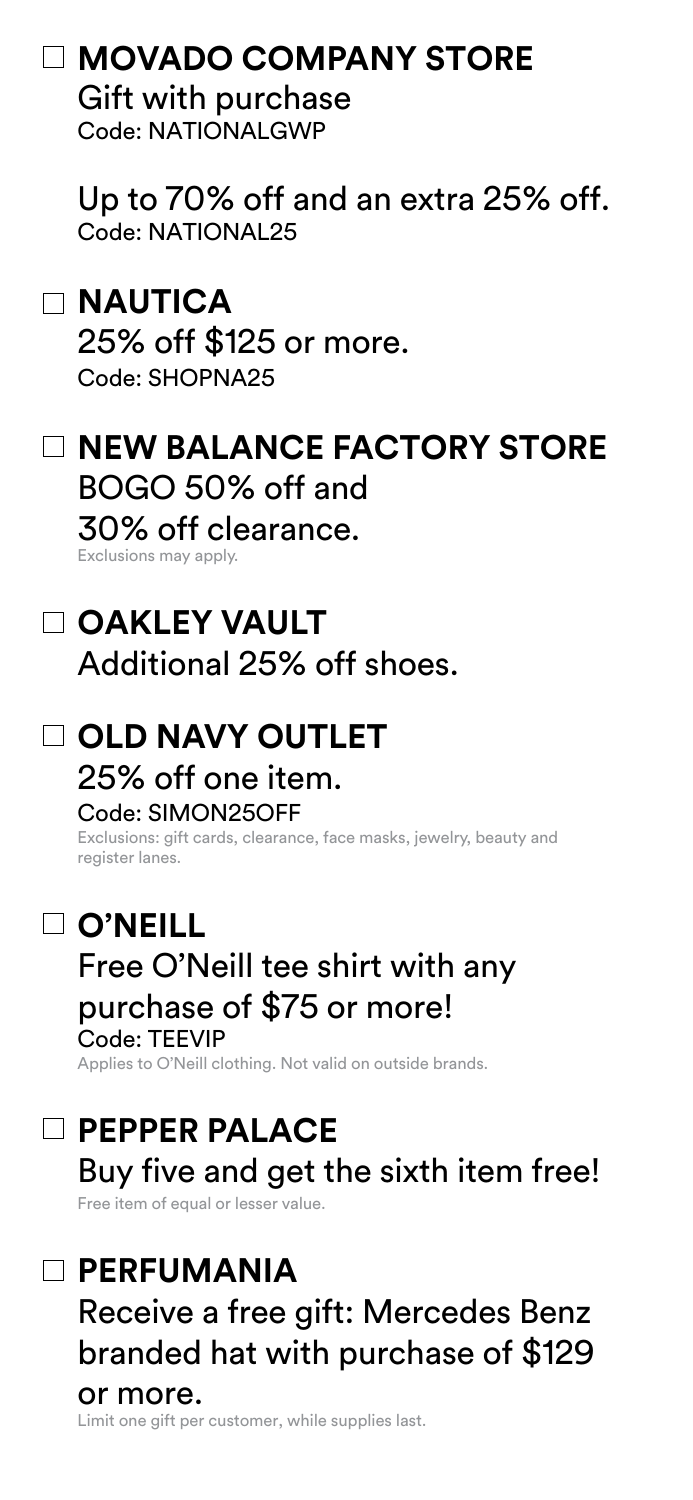- [ ] **MOVADO COMPANY STORE**

Gift with purchase
Code: NATIONALGWP

Up to 70% off and an extra 25% off.
Code: NATIONAL25

- [ ] **NAUTICA**

25% off $125 or more.
Code: SHOPNA25

- [ ] **NEW BALANCE FACTORY STORE**

BOGO 50% off and
30% off clearance.
Exclusions may apply.

- [ ] **OAKLEY VAULT**

Additional 25% off shoes.

- [ ] **OLD NAVY OUTLET**

25% off one item.
Code: SIMON25OFF
Exclusions: gift cards, clearance, face masks, jewelry, beauty and register lanes.

- [ ] **O'NEILL**

Free O'Neill tee shirt with any purchase of $75 or more!
Code: TEEVIP
Applies to O'Neill clothing. Not valid on outside brands.

- [ ] **PEPPER PALACE**

Buy five and get the sixth item free!
Free item of equal or lesser value.

- [ ] **PERFUMANIA**

Receive a free gift: Mercedes Benz branded hat with purchase of $129 or more.
Limit one gift per customer, while supplies last.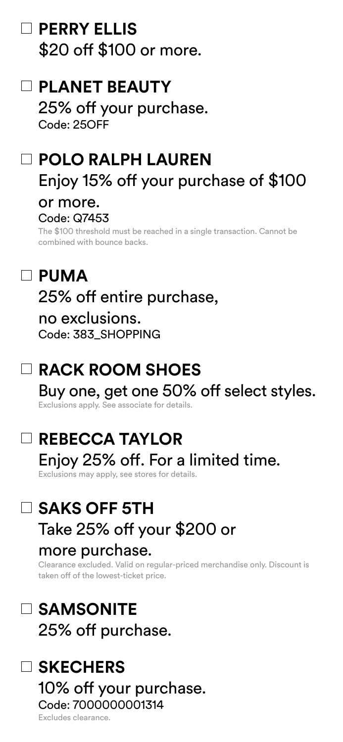- [ ] **PERRY ELLIS**

$20 off $100 or more.

- [ ] **PLANET BEAUTY**

25% off your purchase.
Code: 25OFF

- [ ] **POLO RALPH LAUREN**

Enjoy 15% off your purchase of $100 or more.
Code: Q7453
The $100 threshold must be reached in a single transaction. Cannot be combined with bounce backs.

- [ ] **PUMA**

25% off entire purchase, no exclusions.
Code: 383_SHOPPING

- [ ] **RACK ROOM SHOES**

Buy one, get one 50% off select styles.
Exclusions apply. See associate for details.

- [ ] **REBECCA TAYLOR**

Enjoy 25% off. For a limited time.
Exclusions may apply, see stores for details.

- [ ] **SAKS OFF 5TH**

Take 25% off your $200 or more purchase.
Clearance excluded. Valid on regular-priced merchandise only. Discount is taken off of the lowest-ticket price.

- [ ] **SAMSONITE**

25% off purchase.

- [ ] **SKECHERS**

10% off your purchase.
Code: 7000000001314
Excludes clearance.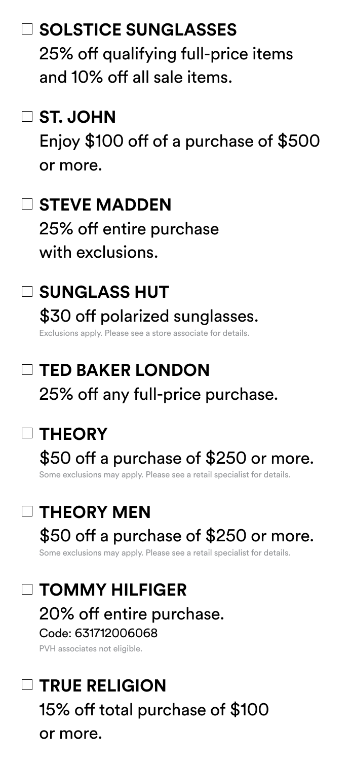- [ ] **SOLSTICE SUNGLASSES**
  25% off qualifying full-price items and 10% off all sale items.

- [ ] **ST. JOHN**
  Enjoy $100 off of a purchase of $500 or more.

- [ ] **STEVE MADDEN**
  25% off entire purchase with exclusions.

- [ ] **SUNGLASS HUT**
  $30 off polarized sunglasses.
  Exclusions apply. Please see a store associate for details.

- [ ] **TED BAKER LONDON**
  25% off any full-price purchase.

- [ ] **THEORY**
  $50 off a purchase of $250 or more.
  Some exclusions may apply. Please see a retail specialist for details.

- [ ] **THEORY MEN**
  $50 off a purchase of $250 or more.
  Some exclusions may apply. Please see a retail specialist for details.

- [ ] **TOMMY HILFIGER**
  20% off entire purchase.
  Code: 631712006068
  PVH associates not eligible.

- [ ] **TRUE RELIGION**
  15% off total purchase of $100 or more.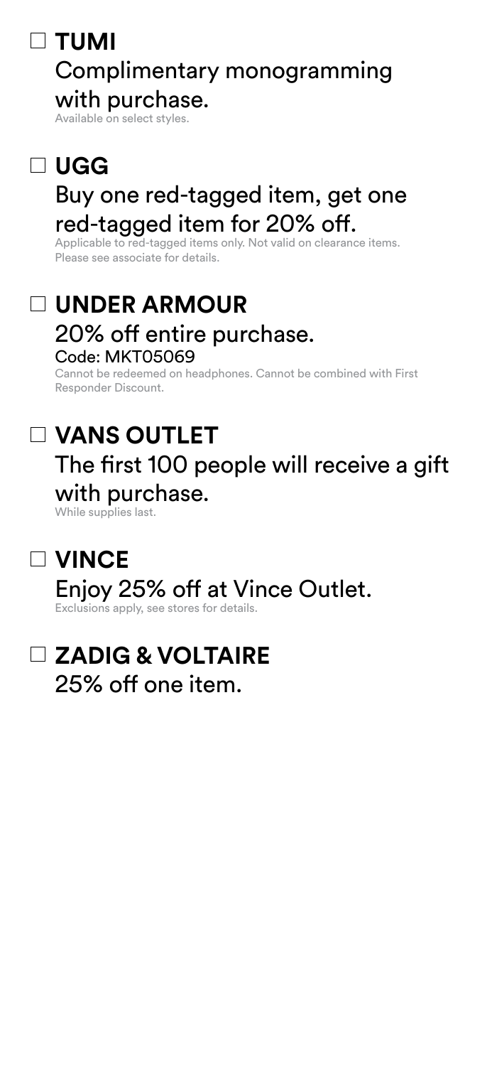- [ ] **TUMI**

Complimentary monogramming with purchase.

Available on select styles.

- [ ] **UGG**

Buy one red-tagged item, get one red-tagged item for 20% off.

Applicable to red-tagged items only. Not valid on clearance items. Please see associate for details.

- [ ] **UNDER ARMOUR**

20% off entire purchase.

Code: MKT05069

Cannot be redeemed on headphones. Cannot be combined with First Responder Discount.

- [ ] **VANS OUTLET**

The first 100 people will receive a gift with purchase.

While supplies last.

- [ ] **VINCE**

Enjoy 25% off at Vince Outlet.

Exclusions apply, see stores for details.

- [ ] **ZADIG & VOLTAIRE**

25% off one item.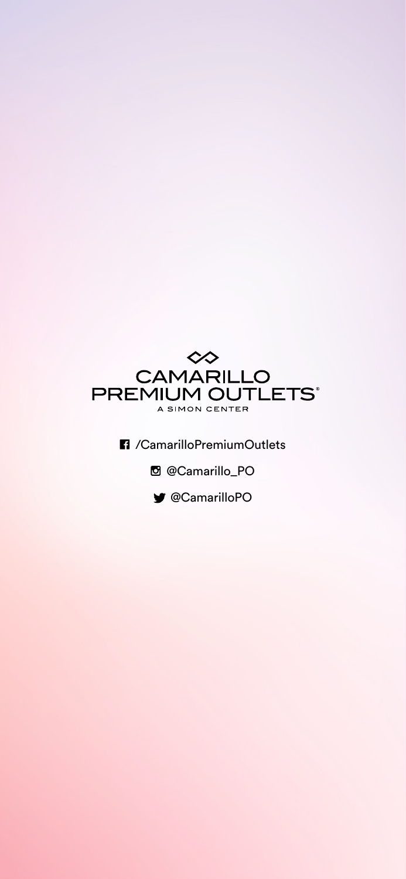CAMARILLO PREMIUM OUTLETS®

A SIMON CENTER

/CamarilloPremiumOutlets

@Camarillo_PO

@CamarilloPO